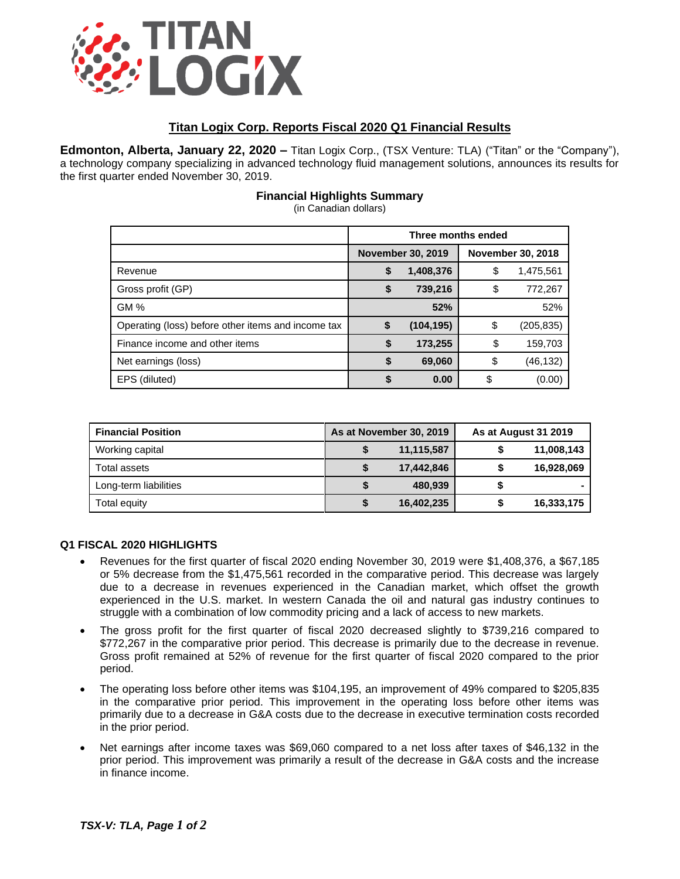## Titan Logix Corp. Reports Fiscal 2020 Q1 Financial Results

**Edmonton, Alberta, January 22, 2020 –** Titan Logix Corp., (TSX Venture: TLA) ("Titan" or the "Company"), a technology company specializing in advanced technology fluid management solutions, announces its results for the first quarter ended November 30, 2019.

### Financial Highlights Summary

(in Canadian dollars)

| | Three months ended | |
|---|---|---|
| | **November 30, 2019** | **November 30, 2018** |
| Revenue | **$ 1,408,376** | $ 1,475,561 |
| Gross profit (GP) | **$ 739,216** | $ 772,267 |
| GM % | **52%** | 52% |
| Operating (loss) before other items and income tax | **$ (104,195)** | $ (205,835) |
| Finance income and other items | **$ 173,255** | $ 159,703 |
| Net earnings (loss) | **$ 69,060** | $ (46,132) |
| EPS (diluted) | **$ 0.00** | $ (0.00) |

| **Financial Position** | **As at November 30, 2019** | **As at August 31 2019** |
|---|---|---|
| Working capital | **$ 11,115,587** | **$ 11,008,143** |
| Total assets | **$ 17,442,846** | **$ 16,928,069** |
| Long-term liabilities | **$ 480,939** | **$ -** |
| Total equity | **$ 16,402,235** | **$ 16,333,175** |

### Q1 FISCAL 2020 HIGHLIGHTS

- Revenues for the first quarter of fiscal 2020 ending November 30, 2019 were $1,408,376, a $67,185 or 5% decrease from the $1,475,561 recorded in the comparative period. This decrease was largely due to a decrease in revenues experienced in the Canadian market, which offset the growth experienced in the U.S. market. In western Canada the oil and natural gas industry continues to struggle with a combination of low commodity pricing and a lack of access to new markets.
- The gross profit for the first quarter of fiscal 2020 decreased slightly to $739,216 compared to $772,267 in the comparative prior period. This decrease is primarily due to the decrease in revenue. Gross profit remained at 52% of revenue for the first quarter of fiscal 2020 compared to the prior period.
- The operating loss before other items was $104,195, an improvement of 49% compared to $205,835 in the comparative prior period. This improvement in the operating loss before other items was primarily due to a decrease in G&A costs due to the decrease in executive termination costs recorded in the prior period.
- Net earnings after income taxes was $69,060 compared to a net loss after taxes of $46,132 in the prior period. This improvement was primarily a result of the decrease in G&A costs and the increase in finance income.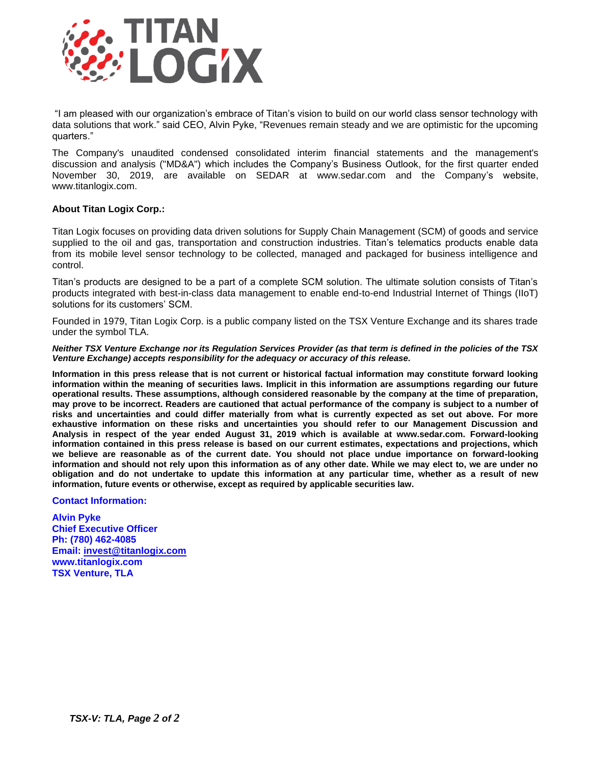"I am pleased with our organization's embrace of Titan's vision to build on our world class sensor technology with data solutions that work." said CEO, Alvin Pyke, "Revenues remain steady and we are optimistic for the upcoming quarters."

The Company's unaudited condensed consolidated interim financial statements and the management's discussion and analysis ("MD&A") which includes the Company's Business Outlook, for the first quarter ended November 30, 2019, are available on SEDAR at www.sedar.com and the Company's website, www.titanlogix.com.

**About Titan Logix Corp.:**

Titan Logix focuses on providing data driven solutions for Supply Chain Management (SCM) of goods and service supplied to the oil and gas, transportation and construction industries. Titan's telematics products enable data from its mobile level sensor technology to be collected, managed and packaged for business intelligence and control.

Titan's products are designed to be a part of a complete SCM solution. The ultimate solution consists of Titan's products integrated with best-in-class data management to enable end-to-end Industrial Internet of Things (IIoT) solutions for its customers' SCM.

Founded in 1979, Titan Logix Corp. is a public company listed on the TSX Venture Exchange and its shares trade under the symbol TLA.

***Neither TSX Venture Exchange nor its Regulation Services Provider (as that term is defined in the policies of the TSX Venture Exchange) accepts responsibility for the adequacy or accuracy of this release.***

**Information in this press release that is not current or historical factual information may constitute forward looking information within the meaning of securities laws. Implicit in this information are assumptions regarding our future operational results. These assumptions, although considered reasonable by the company at the time of preparation, may prove to be incorrect. Readers are cautioned that actual performance of the company is subject to a number of risks and uncertainties and could differ materially from what is currently expected as set out above. For more exhaustive information on these risks and uncertainties you should refer to our Management Discussion and Analysis in respect of the year ended August 31, 2019 which is available at www.sedar.com. Forward-looking information contained in this press release is based on our current estimates, expectations and projections, which we believe are reasonable as of the current date. You should not place undue importance on forward-looking information and should not rely upon this information as of any other date. While we may elect to, we are under no obligation and do not undertake to update this information at any particular time, whether as a result of new information, future events or otherwise, except as required by applicable securities law.**

**Contact Information:**

**Alvin Pyke**
**Chief Executive Officer**
**Ph: (780) 462-4085**
**Email: invest@titanlogix.com**
**www.titanlogix.com**
**TSX Venture, TLA**